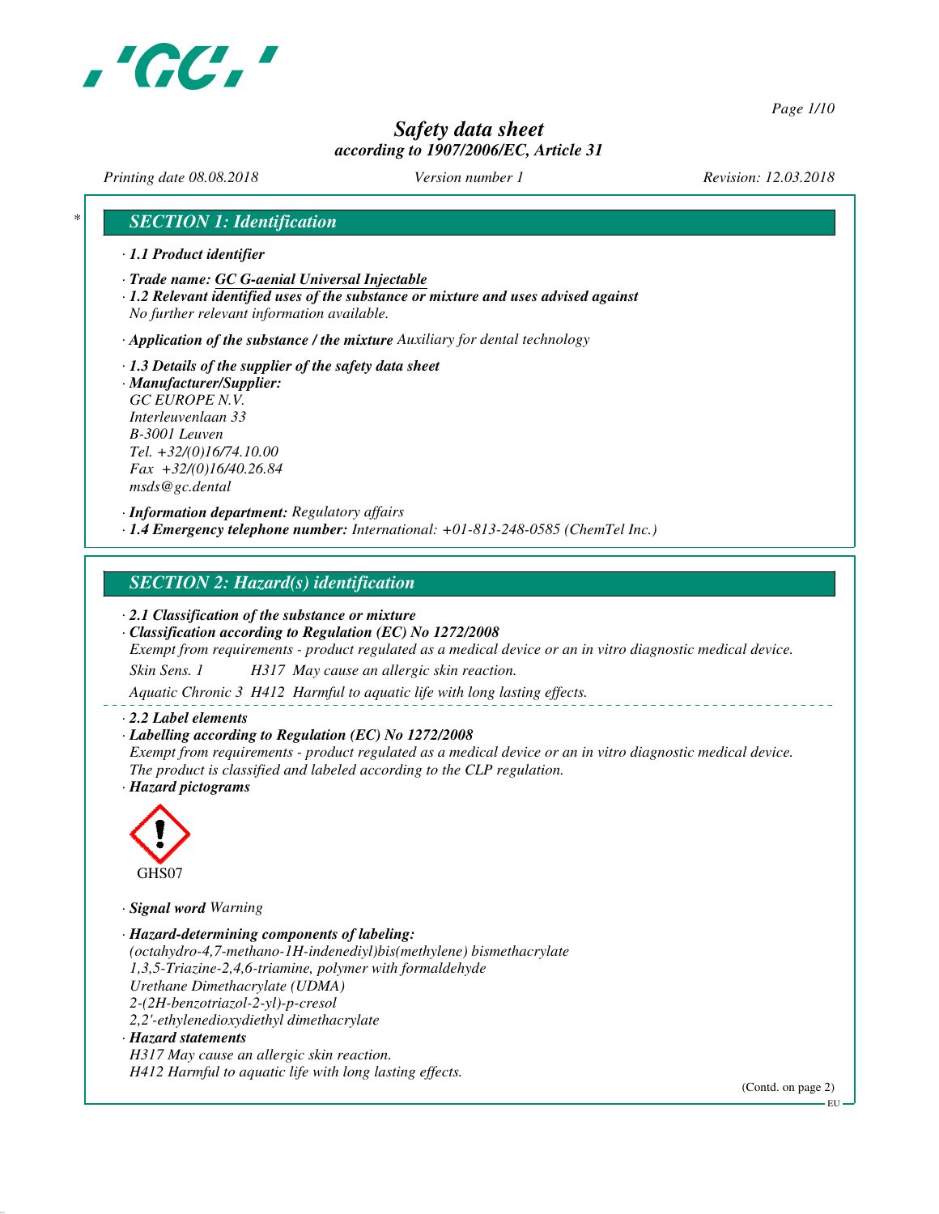# Safety data sheet
*according to 1907/2006/EC, Article 31*

Printing date 08.08.2018 | Version number 1 | Revision: 12.03.2018

## SECTION 1: Identification

· **1.1 Product identifier**

· **Trade name: GC G-aenial Universal Injectable**

· **1.2 Relevant identified uses of the substance or mixture and uses advised against**
No further relevant information available.

· **Application of the substance / the mixture** Auxiliary for dental technology

· **1.3 Details of the supplier of the safety data sheet**

· **Manufacturer/Supplier:**
GC EUROPE N.V.
Interleuvenlaan 33
B-3001 Leuven
Tel. +32/(0)16/74.10.00
Fax +32/(0)16/40.26.84
msds@gc.dental

· **Information department:** Regulatory affairs

· **1.4 Emergency telephone number:** International: +01-813-248-0585 (ChemTel Inc.)

## SECTION 2: Hazard(s) identification

· **2.1 Classification of the substance or mixture**

· **Classification according to Regulation (EC) No 1272/2008**
Exempt from requirements - product regulated as a medical device or an in vitro diagnostic medical device.

Skin Sens. 1 H317 May cause an allergic skin reaction.

Aquatic Chronic 3 H412 Harmful to aquatic life with long lasting effects.

· **2.2 Label elements**

· **Labelling according to Regulation (EC) No 1272/2008**
Exempt from requirements - product regulated as a medical device or an in vitro diagnostic medical device.
The product is classified and labeled according to the CLP regulation.

· **Hazard pictograms**

GHS07

· **Signal word** Warning

· **Hazard-determining components of labeling:**
(octahydro-4,7-methano-1H-indenediyl)bis(methylene) bismethacrylate
1,3,5-Triazine-2,4,6-triamine, polymer with formaldehyde
Urethane Dimethacrylate (UDMA)
2-(2H-benzotriazol-2-yl)-p-cresol
2,2'-ethylenedioxydiethyl dimethacrylate

· **Hazard statements**
H317 May cause an allergic skin reaction.
H412 Harmful to aquatic life with long lasting effects.

(Contd. on page 2)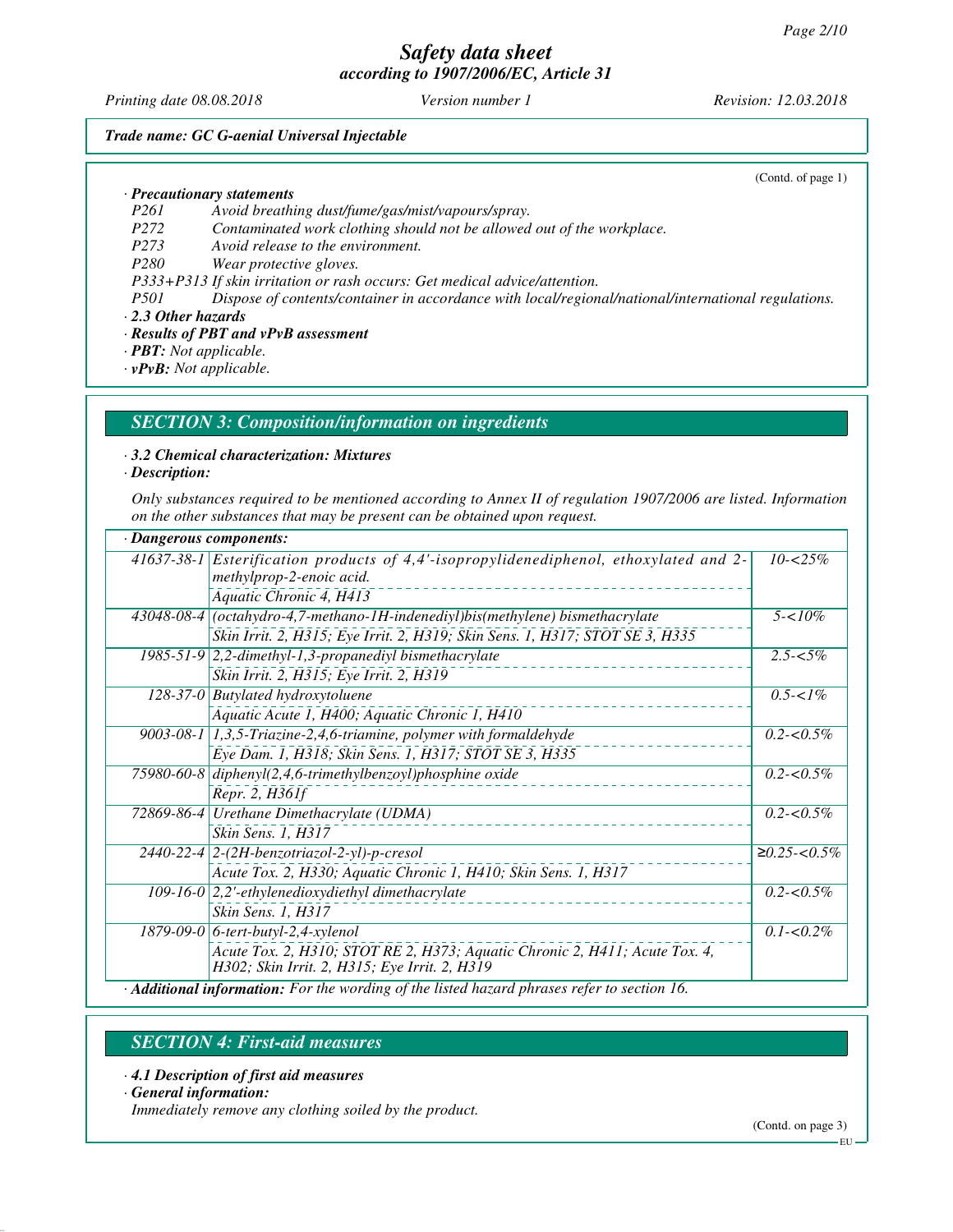*Trade name: GC G-aenial Universal Injectable*

(Contd. of page 1)

· **Precautionary statements**

| | |
|---|---|
| P261 | Avoid breathing dust/fume/gas/mist/vapours/spray. |
| P272 | Contaminated work clothing should not be allowed out of the workplace. |
| P273 | Avoid release to the environment. |
| P280 | Wear protective gloves. |
| P333+P313 | If skin irritation or rash occurs: Get medical advice/attention. |
| P501 | Dispose of contents/container in accordance with local/regional/national/international regulations. |

· **2.3 Other hazards**

· **Results of PBT and vPvB assessment**

· **PBT:** Not applicable.

· **vPvB:** Not applicable.

## SECTION 3: Composition/information on ingredients

· **3.2 Chemical characterization: Mixtures**

· **Description:**

Only substances required to be mentioned according to Annex II of regulation 1907/2006 are listed. Information on the other substances that may be present can be obtained upon request.

· **Dangerous components:**

| CAS | Component / Classification | Concentration |
|---|---|---|
| 41637-38-1 | Esterification products of 4,4'-isopropylidenediphenol, ethoxylated and 2-methylprop-2-enoic acid.<br>Aquatic Chronic 4, H413 | 10-<25% |
| 43048-08-4 | (octahydro-4,7-methano-1H-indenediyl)bis(methylene) bismethacrylate<br>Skin Irrit. 2, H315; Eye Irrit. 2, H319; Skin Sens. 1, H317; STOT SE 3, H335 | 5-<10% |
| 1985-51-9 | 2,2-dimethyl-1,3-propanediyl bismethacrylate<br>Skin Irrit. 2, H315; Eye Irrit. 2, H319 | 2.5-<5% |
| 128-37-0 | Butylated hydroxytoluene<br>Aquatic Acute 1, H400; Aquatic Chronic 1, H410 | 0.5-<1% |
| 9003-08-1 | 1,3,5-Triazine-2,4,6-triamine, polymer with formaldehyde<br>Eye Dam. 1, H318; Skin Sens. 1, H317; STOT SE 3, H335 | 0.2-<0.5% |
| 75980-60-8 | diphenyl(2,4,6-trimethylbenzoyl)phosphine oxide<br>Repr. 2, H361f | 0.2-<0.5% |
| 72869-86-4 | Urethane Dimethacrylate (UDMA)<br>Skin Sens. 1, H317 | 0.2-<0.5% |
| 2440-22-4 | 2-(2H-benzotriazol-2-yl)-p-cresol<br>Acute Tox. 2, H330; Aquatic Chronic 1, H410; Skin Sens. 1, H317 | ≥0.25-<0.5% |
| 109-16-0 | 2,2'-ethylenedioxydiethyl dimethacrylate<br>Skin Sens. 1, H317 | 0.2-<0.5% |
| 1879-09-0 | 6-tert-butyl-2,4-xylenol<br>Acute Tox. 2, H310; STOT RE 2, H373; Aquatic Chronic 2, H411; Acute Tox. 4, H302; Skin Irrit. 2, H315; Eye Irrit. 2, H319 | 0.1-<0.2% |

· **Additional information:** For the wording of the listed hazard phrases refer to section 16.

## SECTION 4: First-aid measures

· **4.1 Description of first aid measures**

· **General information:**

Immediately remove any clothing soiled by the product.

(Contd. on page 3)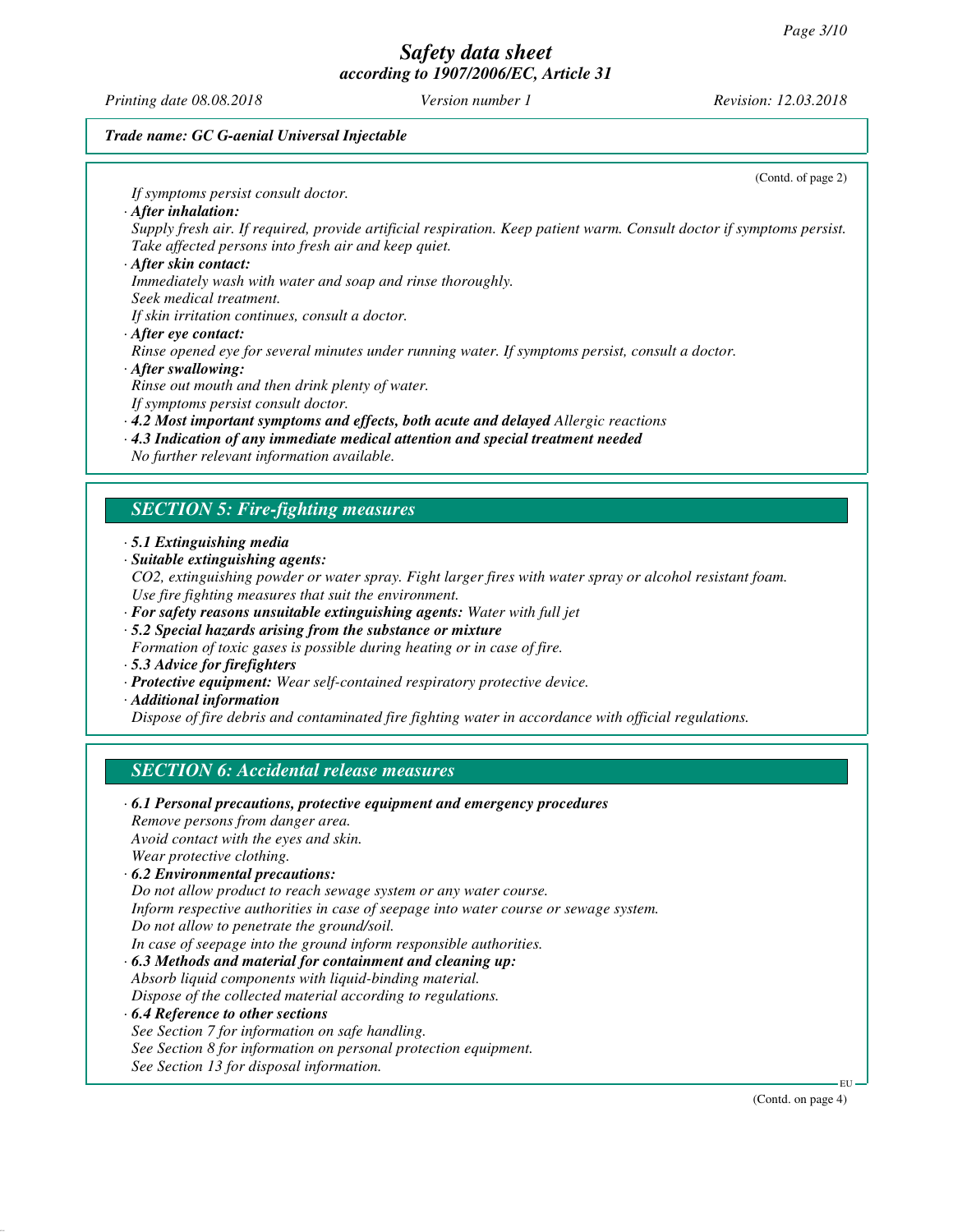*Trade name: GC G-aenial Universal Injectable*

(Contd. of page 2)

*If symptoms persist consult doctor.*

· ***After inhalation:***

*Supply fresh air. If required, provide artificial respiration. Keep patient warm. Consult doctor if symptoms persist.*
*Take affected persons into fresh air and keep quiet.*

· ***After skin contact:***

*Immediately wash with water and soap and rinse thoroughly.*
*Seek medical treatment.*
*If skin irritation continues, consult a doctor.*

· ***After eye contact:***

*Rinse opened eye for several minutes under running water. If symptoms persist, consult a doctor.*

· ***After swallowing:***

*Rinse out mouth and then drink plenty of water.*
*If symptoms persist consult doctor.*

· ***4.2 Most important symptoms and effects, both acute and delayed*** *Allergic reactions*

· ***4.3 Indication of any immediate medical attention and special treatment needed***

*No further relevant information available.*

## *SECTION 5: Fire-fighting measures*

· ***5.1 Extinguishing media***

· ***Suitable extinguishing agents:***

*$CO_2$, extinguishing powder or water spray. Fight larger fires with water spray or alcohol resistant foam.*
*Use fire fighting measures that suit the environment.*

· ***For safety reasons unsuitable extinguishing agents:*** *Water with full jet*

· ***5.2 Special hazards arising from the substance or mixture***

*Formation of toxic gases is possible during heating or in case of fire.*

· ***5.3 Advice for firefighters***

· ***Protective equipment:*** *Wear self-contained respiratory protective device.*

· ***Additional information***

*Dispose of fire debris and contaminated fire fighting water in accordance with official regulations.*

## *SECTION 6: Accidental release measures*

· ***6.1 Personal precautions, protective equipment and emergency procedures***

*Remove persons from danger area.*
*Avoid contact with the eyes and skin.*
*Wear protective clothing.*

· ***6.2 Environmental precautions:***

*Do not allow product to reach sewage system or any water course.*
*Inform respective authorities in case of seepage into water course or sewage system.*
*Do not allow to penetrate the ground/soil.*
*In case of seepage into the ground inform responsible authorities.*

· ***6.3 Methods and material for containment and cleaning up:***

*Absorb liquid components with liquid-binding material.*
*Dispose of the collected material according to regulations.*

· ***6.4 Reference to other sections***

*See Section 7 for information on safe handling.*
*See Section 8 for information on personal protection equipment.*
*See Section 13 for disposal information.*

(Contd. on page 4)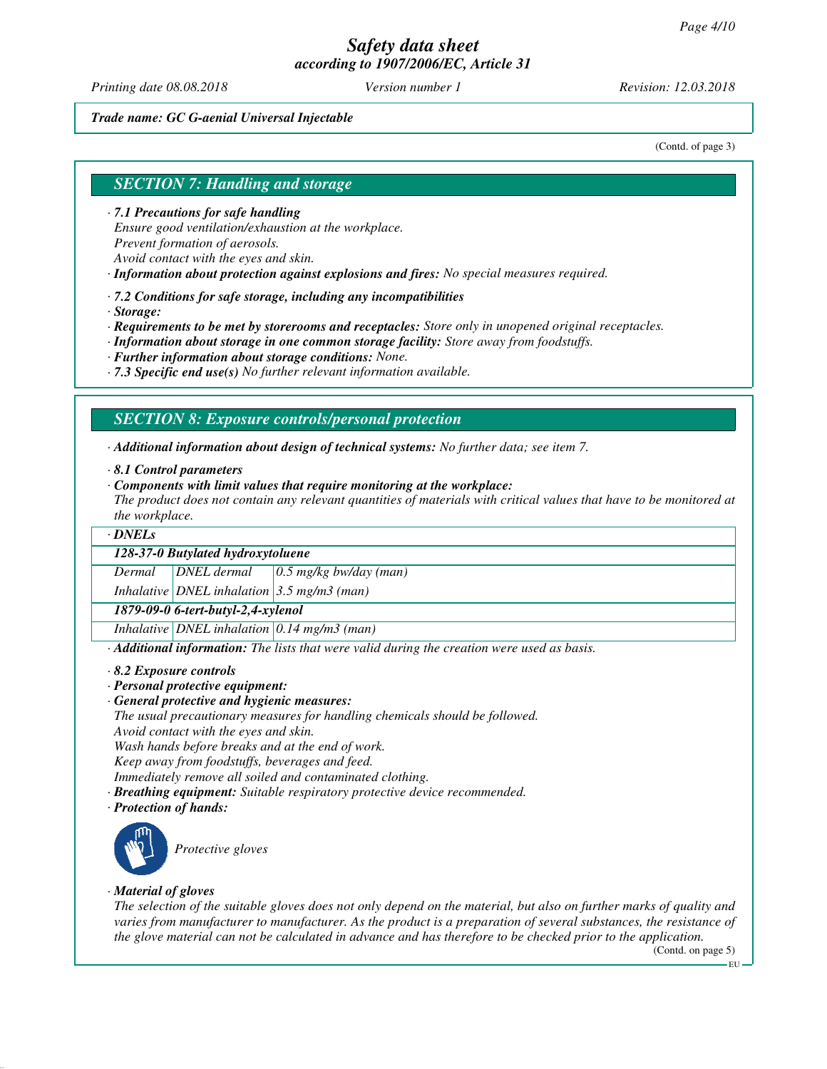**Trade name: GC G-aenial Universal Injectable**

(Contd. of page 3)

## SECTION 7: Handling and storage

· **7.1 Precautions for safe handling**
Ensure good ventilation/exhaustion at the workplace.
Prevent formation of aerosols.
Avoid contact with the eyes and skin.
· **Information about protection against explosions and fires:** No special measures required.

· **7.2 Conditions for safe storage, including any incompatibilities**
· **Storage:**
· **Requirements to be met by storerooms and receptacles:** Store only in unopened original receptacles.
· **Information about storage in one common storage facility:** Store away from foodstuffs.
· **Further information about storage conditions:** None.
· **7.3 Specific end use(s)** No further relevant information available.

## SECTION 8: Exposure controls/personal protection

· **Additional information about design of technical systems:** No further data; see item 7.

· **8.1 Control parameters**
· **Components with limit values that require monitoring at the workplace:**
The product does not contain any relevant quantities of materials with critical values that have to be monitored at the workplace.

| · DNELs | | |
|---|---|---|
| **128-37-0 Butylated hydroxytoluene** | | |
| Dermal | DNEL dermal | 0.5 mg/kg bw/day (man) |
| Inhalative | DNEL inhalation | 3.5 mg/m3 (man) |
| **1879-09-0 6-tert-butyl-2,4-xylenol** | | |
| Inhalative | DNEL inhalation | 0.14 mg/m3 (man) |

· **Additional information:** The lists that were valid during the creation were used as basis.

· **8.2 Exposure controls**
· **Personal protective equipment:**
· **General protective and hygienic measures:**
The usual precautionary measures for handling chemicals should be followed.
Avoid contact with the eyes and skin.
Wash hands before breaks and at the end of work.
Keep away from foodstuffs, beverages and feed.
Immediately remove all soiled and contaminated clothing.
· **Breathing equipment:** Suitable respiratory protective device recommended.
· **Protection of hands:**

Protective gloves

· **Material of gloves**
The selection of the suitable gloves does not only depend on the material, but also on further marks of quality and varies from manufacturer to manufacturer. As the product is a preparation of several substances, the resistance of the glove material can not be calculated in advance and has therefore to be checked prior to the application.

(Contd. on page 5)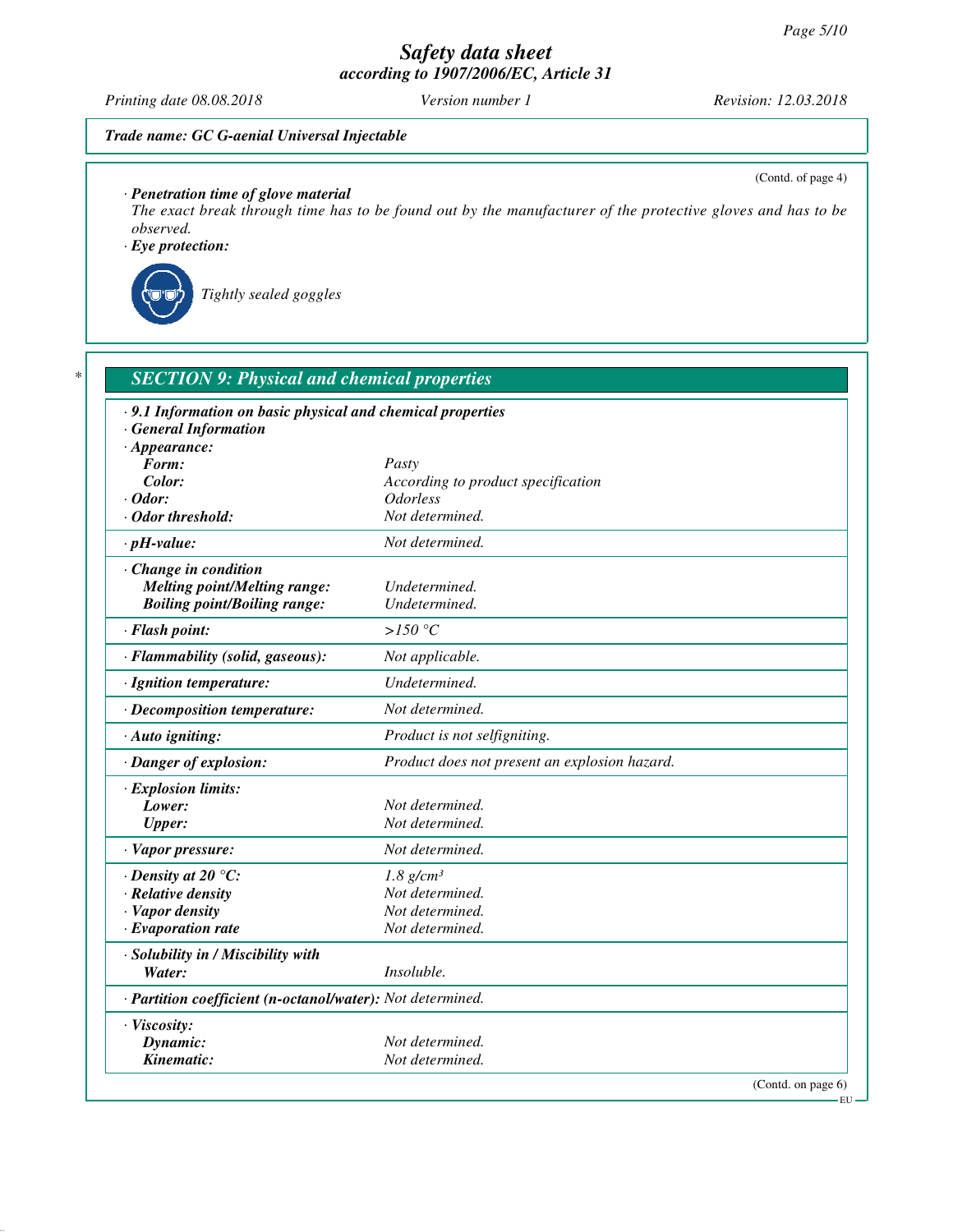Trade name: GC G-aenial Universal Injectable

(Contd. of page 4)

· **Penetration time of glove material**
The exact break through time has to be found out by the manufacturer of the protective gloves and has to be observed.

· **Eye protection:**

Tightly sealed goggles

## SECTION 9: Physical and chemical properties

· **9.1 Information on basic physical and chemical properties**
· **General Information**

| Property | Value |
|---|---|
| · **Appearance:** | |
| **Form:** | Pasty |
| **Color:** | According to product specification |
| · **Odor:** | Odorless |
| · **Odor threshold:** | Not determined. |
| · **pH-value:** | Not determined. |
| · **Change in condition** | |
| **Melting point/Melting range:** | Undetermined. |
| **Boiling point/Boiling range:** | Undetermined. |
| · **Flash point:** | >150 °C |
| · **Flammability (solid, gaseous):** | Not applicable. |
| · **Ignition temperature:** | Undetermined. |
| · **Decomposition temperature:** | Not determined. |
| · **Auto igniting:** | Product is not selfigniting. |
| · **Danger of explosion:** | Product does not present an explosion hazard. |
| · **Explosion limits:** | |
| **Lower:** | Not determined. |
| **Upper:** | Not determined. |
| · **Vapor pressure:** | Not determined. |
| · **Density at 20 °C:** | 1.8 g/cm³ |
| · **Relative density** | Not determined. |
| · **Vapor density** | Not determined. |
| · **Evaporation rate** | Not determined. |
| · **Solubility in / Miscibility with** | |
| **Water:** | Insoluble. |
| · **Partition coefficient (n-octanol/water):** | Not determined. |
| · **Viscosity:** | |
| **Dynamic:** | Not determined. |
| **Kinematic:** | Not determined. |

(Contd. on page 6)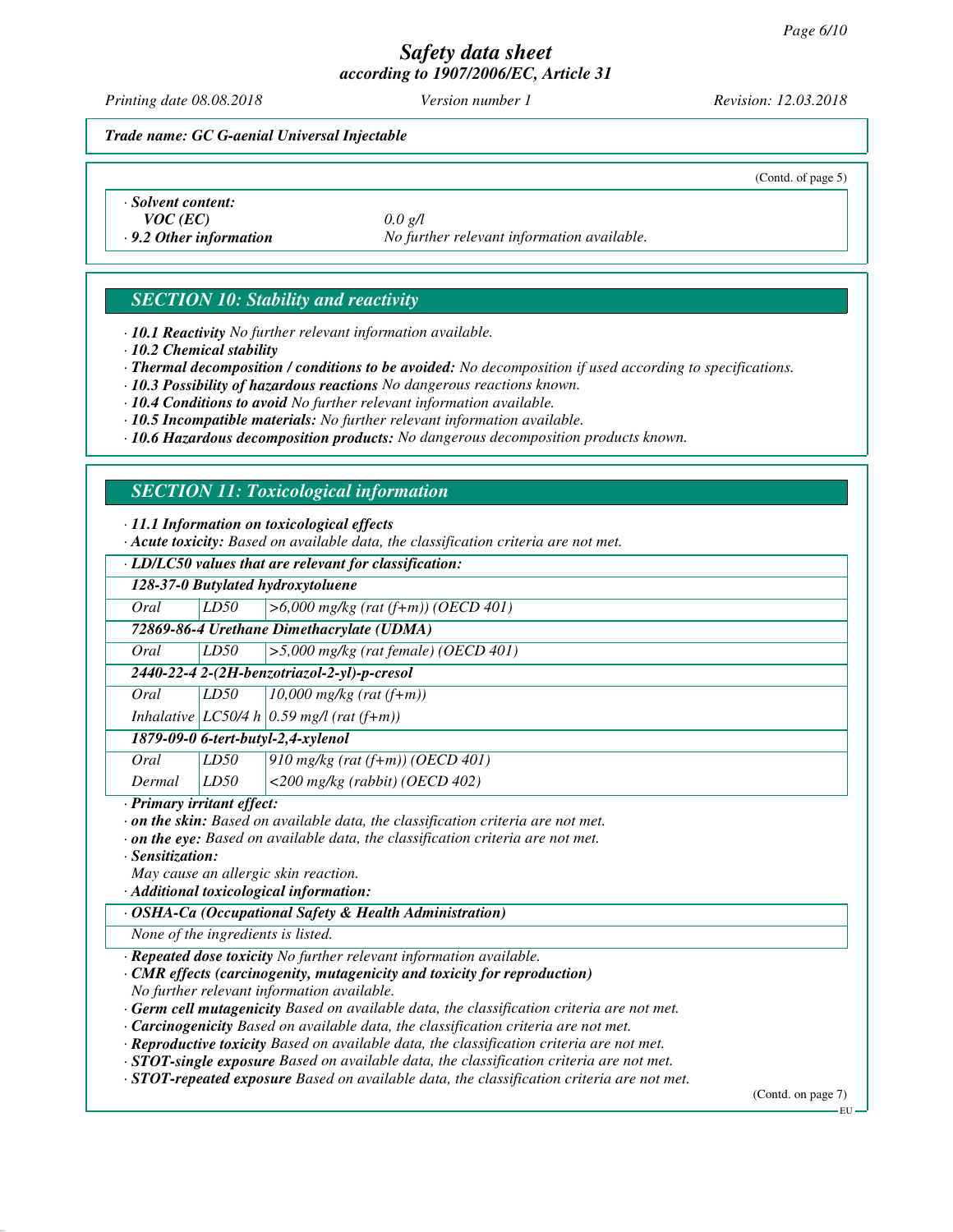(Contd. of page 5)

· **Solvent content:**
**VOC (EC)** 0.0 g/l
· **9.2 Other information** No further relevant information available.

## SECTION 10: Stability and reactivity

· **10.1 Reactivity** No further relevant information available.
· **10.2 Chemical stability**
· **Thermal decomposition / conditions to be avoided:** No decomposition if used according to specifications.
· **10.3 Possibility of hazardous reactions** No dangerous reactions known.
· **10.4 Conditions to avoid** No further relevant information available.
· **10.5 Incompatible materials:** No further relevant information available.
· **10.6 Hazardous decomposition products:** No dangerous decomposition products known.

## SECTION 11: Toxicological information

· **11.1 Information on toxicological effects**
· **Acute toxicity:** Based on available data, the classification criteria are not met.

| · LD/LC50 values that are relevant for classification: | | |
|---|---|---|
| **128-37-0 Butylated hydroxytoluene** | | |
| Oral | LD50 | >6,000 mg/kg (rat (f+m)) (OECD 401) |
| **72869-86-4 Urethane Dimethacrylate (UDMA)** | | |
| Oral | LD50 | >5,000 mg/kg (rat female) (OECD 401) |
| **2440-22-4 2-(2H-benzotriazol-2-yl)-p-cresol** | | |
| Oral | LD50 | 10,000 mg/kg (rat (f+m)) |
| Inhalative | LC50/4 h | 0.59 mg/l (rat (f+m)) |
| **1879-09-0 6-tert-butyl-2,4-xylenol** | | |
| Oral | LD50 | 910 mg/kg (rat (f+m)) (OECD 401) |
| Dermal | LD50 | <200 mg/kg (rabbit) (OECD 402) |

· **Primary irritant effect:**
· **on the skin:** Based on available data, the classification criteria are not met.
· **on the eye:** Based on available data, the classification criteria are not met.
· **Sensitization:**
May cause an allergic skin reaction.
· **Additional toxicological information:**

| · OSHA-Ca (Occupational Safety & Health Administration) |
|---|
| None of the ingredients is listed. |

· **Repeated dose toxicity** No further relevant information available.
· **CMR effects (carcinogenity, mutagenicity and toxicity for reproduction)**
No further relevant information available.
· **Germ cell mutagenicity** Based on available data, the classification criteria are not met.
· **Carcinogenicity** Based on available data, the classification criteria are not met.
· **Reproductive toxicity** Based on available data, the classification criteria are not met.
· **STOT-single exposure** Based on available data, the classification criteria are not met.
· **STOT-repeated exposure** Based on available data, the classification criteria are not met.

(Contd. on page 7)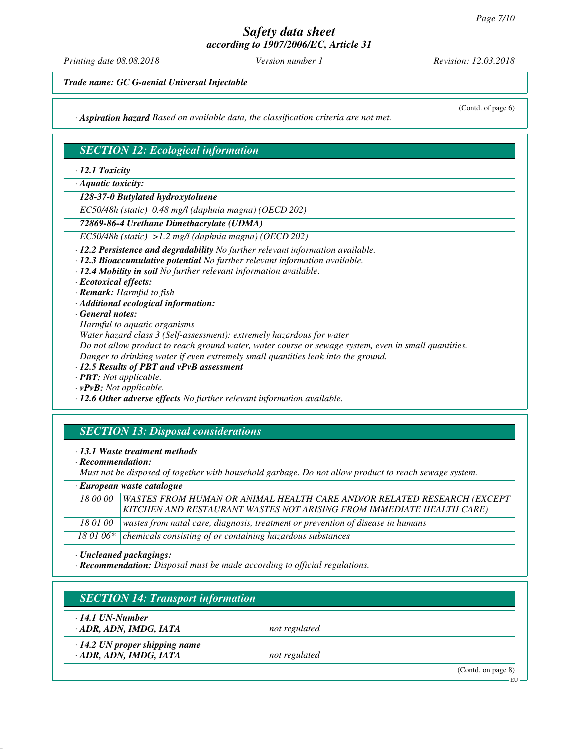*Trade name: GC G-aenial Universal Injectable*

(Contd. of page 6)

· **Aspiration hazard** Based on available data, the classification criteria are not met.

## SECTION 12: Ecological information

· **12.1 Toxicity**

| · **Aquatic toxicity:** | |
|---|---|
| **128-37-0 Butylated hydroxytoluene** | |
| EC50/48h (static) | 0.48 mg/l (daphnia magna) (OECD 202) |
| **72869-86-4 Urethane Dimethacrylate (UDMA)** | |
| EC50/48h (static) | >1.2 mg/l (daphnia magna) (OECD 202) |

· **12.2 Persistence and degradability** No further relevant information available.
· **12.3 Bioaccumulative potential** No further relevant information available.
· **12.4 Mobility in soil** No further relevant information available.
· **Ecotoxical effects:**
· **Remark:** Harmful to fish
· **Additional ecological information:**
· **General notes:**
Harmful to aquatic organisms
Water hazard class 3 (Self-assessment): extremely hazardous for water
Do not allow product to reach ground water, water course or sewage system, even in small quantities.
Danger to drinking water if even extremely small quantities leak into the ground.
· **12.5 Results of PBT and vPvB assessment**
· **PBT:** Not applicable.
· **vPvB:** Not applicable.
· **12.6 Other adverse effects** No further relevant information available.

## SECTION 13: Disposal considerations

· **13.1 Waste treatment methods**
· **Recommendation:**
Must not be disposed of together with household garbage. Do not allow product to reach sewage system.

| · **European waste catalogue** | |
|---|---|
| 18 00 00 | WASTES FROM HUMAN OR ANIMAL HEALTH CARE AND/OR RELATED RESEARCH (EXCEPT KITCHEN AND RESTAURANT WASTES NOT ARISING FROM IMMEDIATE HEALTH CARE) |
| 18 01 00 | wastes from natal care, diagnosis, treatment or prevention of disease in humans |
| 18 01 06* | chemicals consisting of or containing hazardous substances |

· **Uncleaned packagings:**
· **Recommendation:** Disposal must be made according to official regulations.

## SECTION 14: Transport information

| | |
|---|---|
| · **14.1 UN-Number** | |
| · **ADR, ADN, IMDG, IATA** | not regulated |
| · **14.2 UN proper shipping name** | |
| · **ADR, ADN, IMDG, IATA** | not regulated |

(Contd. on page 8)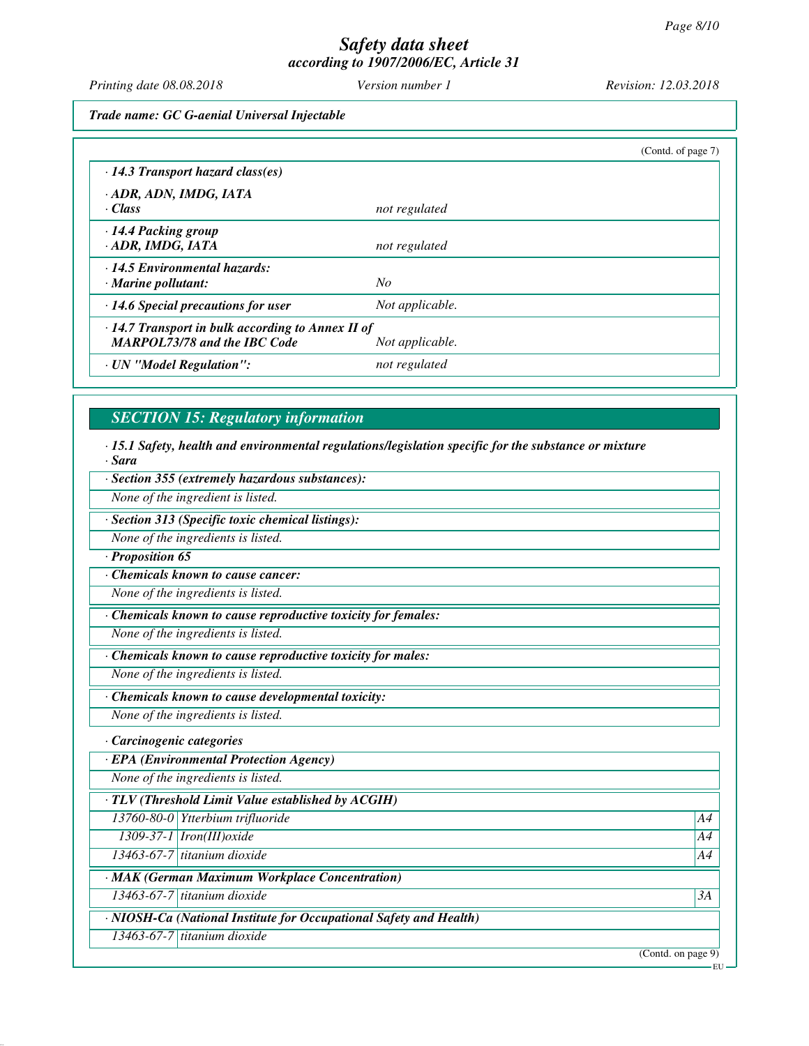**Trade name: GC G-aenial Universal Injectable**

(Contd. of page 7)

· **14.3 Transport hazard class(es)**

| | |
|---|---|
| · **ADR, ADN, IMDG, IATA** · **Class** | *not regulated* |
| · **14.4 Packing group** · **ADR, IMDG, IATA** | *not regulated* |
| · **14.5 Environmental hazards:** · **Marine pollutant:** | *No* |
| · **14.6 Special precautions for user** | *Not applicable.* |
| · **14.7 Transport in bulk according to Annex II of MARPOL73/78 and the IBC Code** | *Not applicable.* |
| · **UN "Model Regulation":** | *not regulated* |

## SECTION 15: Regulatory information

· **15.1 Safety, health and environmental regulations/legislation specific for the substance or mixture**

· **Sara**

· **Section 355 (extremely hazardous substances):**

None of the ingredient is listed.

· **Section 313 (Specific toxic chemical listings):**

None of the ingredients is listed.

· **Proposition 65**

· **Chemicals known to cause cancer:**

None of the ingredients is listed.

· **Chemicals known to cause reproductive toxicity for females:**

None of the ingredients is listed.

· **Chemicals known to cause reproductive toxicity for males:**

None of the ingredients is listed.

· **Chemicals known to cause developmental toxicity:**

None of the ingredients is listed.

· **Carcinogenic categories**

· **EPA (Environmental Protection Agency)**

None of the ingredients is listed.

· **TLV (Threshold Limit Value established by ACGIH)**

| | | |
|---|---|---|
| 13760-80-0 | Ytterbium trifluoride | A4 |
| 1309-37-1 | Iron(III)oxide | A4 |
| 13463-67-7 | titanium dioxide | A4 |

· **MAK (German Maximum Workplace Concentration)**

| | | |
|---|---|---|
| 13463-67-7 | titanium dioxide | 3A |

· **NIOSH-Ca (National Institute for Occupational Safety and Health)**

| | |
|---|---|
| 13463-67-7 | titanium dioxide |

(Contd. on page 9)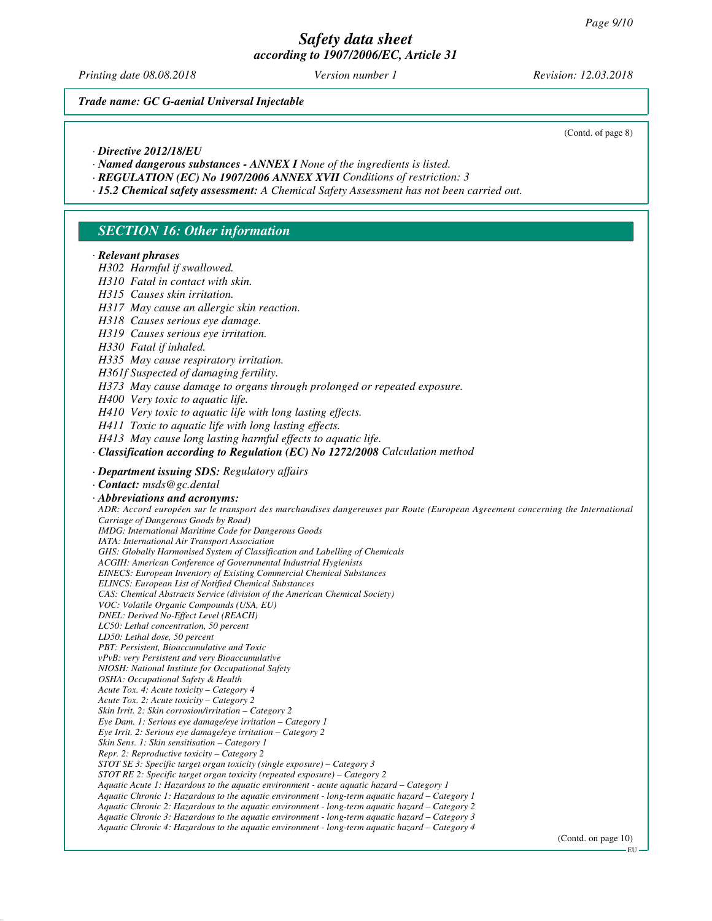*Trade name: GC G-aenial Universal Injectable*

(Contd. of page 8)

· ***Directive 2012/18/EU***
· ***Named dangerous substances - ANNEX I*** *None of the ingredients is listed.*
· ***REGULATION (EC) No 1907/2006 ANNEX XVII*** *Conditions of restriction: 3*
· ***15.2 Chemical safety assessment:*** *A Chemical Safety Assessment has not been carried out.*

## *SECTION 16: Other information*

· ***Relevant phrases***

*H302 Harmful if swallowed.*
*H310 Fatal in contact with skin.*
*H315 Causes skin irritation.*
*H317 May cause an allergic skin reaction.*
*H318 Causes serious eye damage.*
*H319 Causes serious eye irritation.*
*H330 Fatal if inhaled.*
*H335 May cause respiratory irritation.*
*H361f Suspected of damaging fertility.*
*H373 May cause damage to organs through prolonged or repeated exposure.*
*H400 Very toxic to aquatic life.*
*H410 Very toxic to aquatic life with long lasting effects.*
*H411 Toxic to aquatic life with long lasting effects.*
*H413 May cause long lasting harmful effects to aquatic life.*

· ***Classification according to Regulation (EC) No 1272/2008*** *Calculation method*

· ***Department issuing SDS:*** *Regulatory affairs*
· ***Contact:*** *msds@gc.dental*
· ***Abbreviations and acronyms:***

*ADR: Accord européen sur le transport des marchandises dangereuses par Route (European Agreement concerning the International Carriage of Dangerous Goods by Road)*
*IMDG: International Maritime Code for Dangerous Goods*
*IATA: International Air Transport Association*
*GHS: Globally Harmonised System of Classification and Labelling of Chemicals*
*ACGIH: American Conference of Governmental Industrial Hygienists*
*EINECS: European Inventory of Existing Commercial Chemical Substances*
*ELINCS: European List of Notified Chemical Substances*
*CAS: Chemical Abstracts Service (division of the American Chemical Society)*
*VOC: Volatile Organic Compounds (USA, EU)*
*DNEL: Derived No-Effect Level (REACH)*
*LC50: Lethal concentration, 50 percent*
*LD50: Lethal dose, 50 percent*
*PBT: Persistent, Bioaccumulative and Toxic*
*vPvB: very Persistent and very Bioaccumulative*
*NIOSH: National Institute for Occupational Safety*
*OSHA: Occupational Safety & Health*
*Acute Tox. 4: Acute toxicity – Category 4*
*Acute Tox. 2: Acute toxicity – Category 2*
*Skin Irrit. 2: Skin corrosion/irritation – Category 2*
*Eye Dam. 1: Serious eye damage/eye irritation – Category 1*
*Eye Irrit. 2: Serious eye damage/eye irritation – Category 2*
*Skin Sens. 1: Skin sensitisation – Category 1*
*Repr. 2: Reproductive toxicity – Category 2*
*STOT SE 3: Specific target organ toxicity (single exposure) – Category 3*
*STOT RE 2: Specific target organ toxicity (repeated exposure) – Category 2*
*Aquatic Acute 1: Hazardous to the aquatic environment - acute aquatic hazard – Category 1*
*Aquatic Chronic 1: Hazardous to the aquatic environment - long-term aquatic hazard – Category 1*
*Aquatic Chronic 2: Hazardous to the aquatic environment - long-term aquatic hazard – Category 2*
*Aquatic Chronic 3: Hazardous to the aquatic environment - long-term aquatic hazard – Category 3*
*Aquatic Chronic 4: Hazardous to the aquatic environment - long-term aquatic hazard – Category 4*

(Contd. on page 10)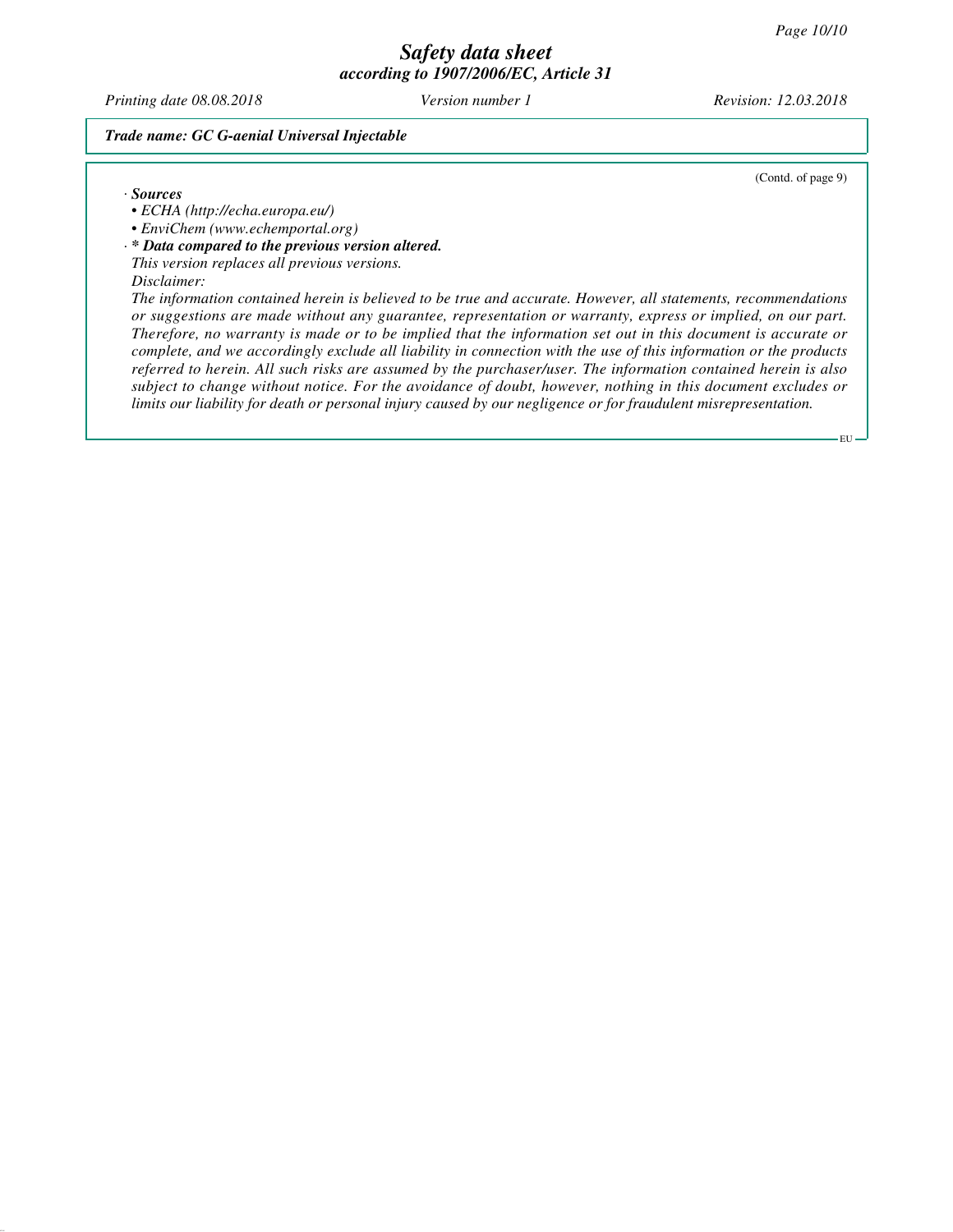*Safety data sheet*
*according to 1907/2006/EC, Article 31*

*Printing date 08.08.2018* *Version number 1* *Revision: 12.03.2018*

***Trade name: GC G-aenial Universal Injectable***

(Contd. of page 9)

· ***Sources***
- *ECHA (http://echa.europa.eu/)*
- *EnviChem (www.echemportal.org)*

· ***\* Data compared to the previous version altered.***

*This version replaces all previous versions.*

*Disclaimer:*

*The information contained herein is believed to be true and accurate. However, all statements, recommendations or suggestions are made without any guarantee, representation or warranty, express or implied, on our part. Therefore, no warranty is made or to be implied that the information set out in this document is accurate or complete, and we accordingly exclude all liability in connection with the use of this information or the products referred to herein. All such risks are assumed by the purchaser/user. The information contained herein is also subject to change without notice. For the avoidance of doubt, however, nothing in this document excludes or limits our liability for death or personal injury caused by our negligence or for fraudulent misrepresentation.*

EU